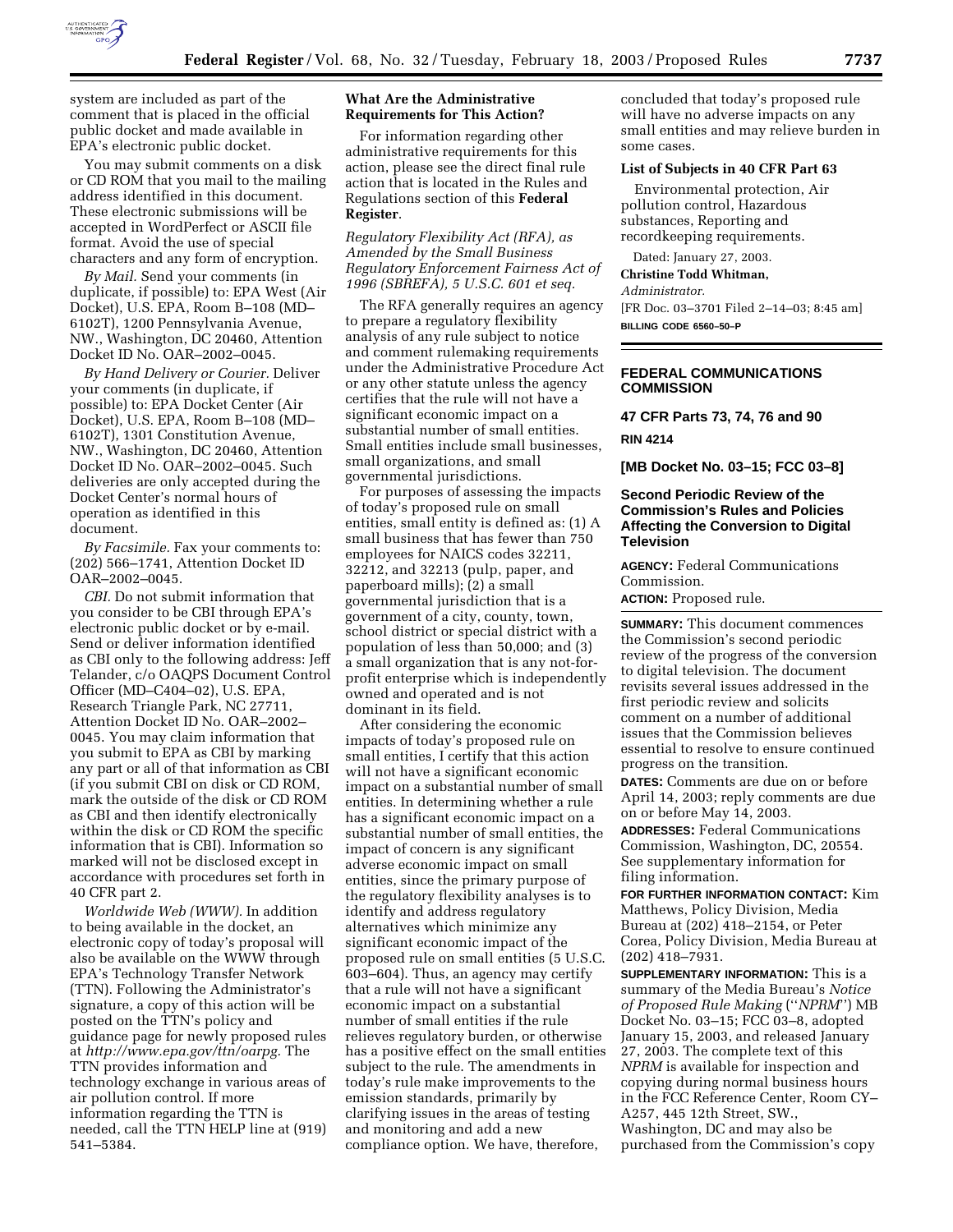system are included as part of the comment that is placed in the official public docket and made available in EPA's electronic public docket.

You may submit comments on a disk or CD ROM that you mail to the mailing address identified in this document. These electronic submissions will be accepted in WordPerfect or ASCII file format. Avoid the use of special characters and any form of encryption.

*By Mail.* Send your comments (in duplicate, if possible) to: EPA West (Air Docket), U.S. EPA, Room B–108 (MD–6102T), 1200 Pennsylvania Avenue, NW., Washington, DC 20460, Attention Docket ID No. OAR–2002–0045.

*By Hand Delivery or Courier.* Deliver your comments (in duplicate, if possible) to: EPA Docket Center (Air Docket), U.S. EPA, Room B–108 (MD–6102T), 1301 Constitution Avenue, NW., Washington, DC 20460, Attention Docket ID No. OAR–2002–0045. Such deliveries are only accepted during the Docket Center's normal hours of operation as identified in this document.

*By Facsimile.* Fax your comments to: (202) 566–1741, Attention Docket ID OAR–2002–0045.

*CBI.* Do not submit information that you consider to be CBI through EPA's electronic public docket or by e-mail. Send or deliver information identified as CBI only to the following address: Jeff Telander, c/o OAQPS Document Control Officer (MD–C404–02), U.S. EPA, Research Triangle Park, NC 27711, Attention Docket ID No. OAR–2002–0045. You may claim information that you submit to EPA as CBI by marking any part or all of that information as CBI (if you submit CBI on disk or CD ROM, mark the outside of the disk or CD ROM as CBI and then identify electronically within the disk or CD ROM the specific information that is CBI). Information so marked will not be disclosed except in accordance with procedures set forth in 40 CFR part 2.

*Worldwide Web (WWW).* In addition to being available in the docket, an electronic copy of today's proposal will also be available on the WWW through EPA's Technology Transfer Network (TTN). Following the Administrator's signature, a copy of this action will be posted on the TTN's policy and guidance page for newly proposed rules at *http://www.epa.gov/ttn/oarpg.* The TTN provides information and technology exchange in various areas of air pollution control. If more information regarding the TTN is needed, call the TTN HELP line at (919) 541–5384.

**What Are the Administrative Requirements for This Action?**

For information regarding other administrative requirements for this action, please see the direct final rule action that is located in the Rules and Regulations section of this **Federal Register**.

*Regulatory Flexibility Act (RFA), as Amended by the Small Business Regulatory Enforcement Fairness Act of 1996 (SBREFA), 5 U.S.C. 601 et seq.*

The RFA generally requires an agency to prepare a regulatory flexibility analysis of any rule subject to notice and comment rulemaking requirements under the Administrative Procedure Act or any other statute unless the agency certifies that the rule will not have a significant economic impact on a substantial number of small entities. Small entities include small businesses, small organizations, and small governmental jurisdictions.

For purposes of assessing the impacts of today's proposed rule on small entities, small entity is defined as: (1) A small business that has fewer than 750 employees for NAICS codes 32211, 32212, and 32213 (pulp, paper, and paperboard mills); (2) a small governmental jurisdiction that is a government of a city, county, town, school district or special district with a population of less than 50,000; and (3) a small organization that is any not-for-profit enterprise which is independently owned and operated and is not dominant in its field.

After considering the economic impacts of today's proposed rule on small entities, I certify that this action will not have a significant economic impact on a substantial number of small entities. In determining whether a rule has a significant economic impact on a substantial number of small entities, the impact of concern is any significant adverse economic impact on small entities, since the primary purpose of the regulatory flexibility analyses is to identify and address regulatory alternatives which minimize any significant economic impact of the proposed rule on small entities (5 U.S.C. 603–604). Thus, an agency may certify that a rule will not have a significant economic impact on a substantial number of small entities if the rule relieves regulatory burden, or otherwise has a positive effect on the small entities subject to the rule. The amendments in today's rule make improvements to the emission standards, primarily by clarifying issues in the areas of testing and monitoring and add a new compliance option. We have, therefore, concluded that today's proposed rule will have no adverse impacts on any small entities and may relieve burden in some cases.

**List of Subjects in 40 CFR Part 63**

Environmental protection, Air pollution control, Hazardous substances, Reporting and recordkeeping requirements.

Dated: January 27, 2003.

**Christine Todd Whitman,**

*Administrator.*

[FR Doc. 03–3701 Filed 2–14–03; 8:45 am]

**BILLING CODE 6560–50–P**

---

## FEDERAL COMMUNICATIONS COMMISSION

### 47 CFR Parts 73, 74, 76 and 90

### RIN 4214

### [MB Docket No. 03–15; FCC 03–8]

### Second Periodic Review of the Commission's Rules and Policies Affecting the Conversion to Digital Television

**AGENCY:** Federal Communications Commission.

**ACTION:** Proposed rule.

---

**SUMMARY:** This document commences the Commission's second periodic review of the progress of the conversion to digital television. The document revisits several issues addressed in the first periodic review and solicits comment on a number of additional issues that the Commission believes essential to resolve to ensure continued progress on the transition.

**DATES:** Comments are due on or before April 14, 2003; reply comments are due on or before May 14, 2003.

**ADDRESSES:** Federal Communications Commission, Washington, DC, 20554. See supplementary information for filing information.

**FOR FURTHER INFORMATION CONTACT:** Kim Matthews, Policy Division, Media Bureau at (202) 418–2154, or Peter Corea, Policy Division, Media Bureau at (202) 418–7931.

**SUPPLEMENTARY INFORMATION:** This is a summary of the Media Bureau's *Notice of Proposed Rule Making* (''*NPRM*'') MB Docket No. 03–15; FCC 03–8, adopted January 15, 2003, and released January 27, 2003. The complete text of this *NPRM* is available for inspection and copying during normal business hours in the FCC Reference Center, Room CY–A257, 445 12th Street, SW., Washington, DC and may also be purchased from the Commission's copy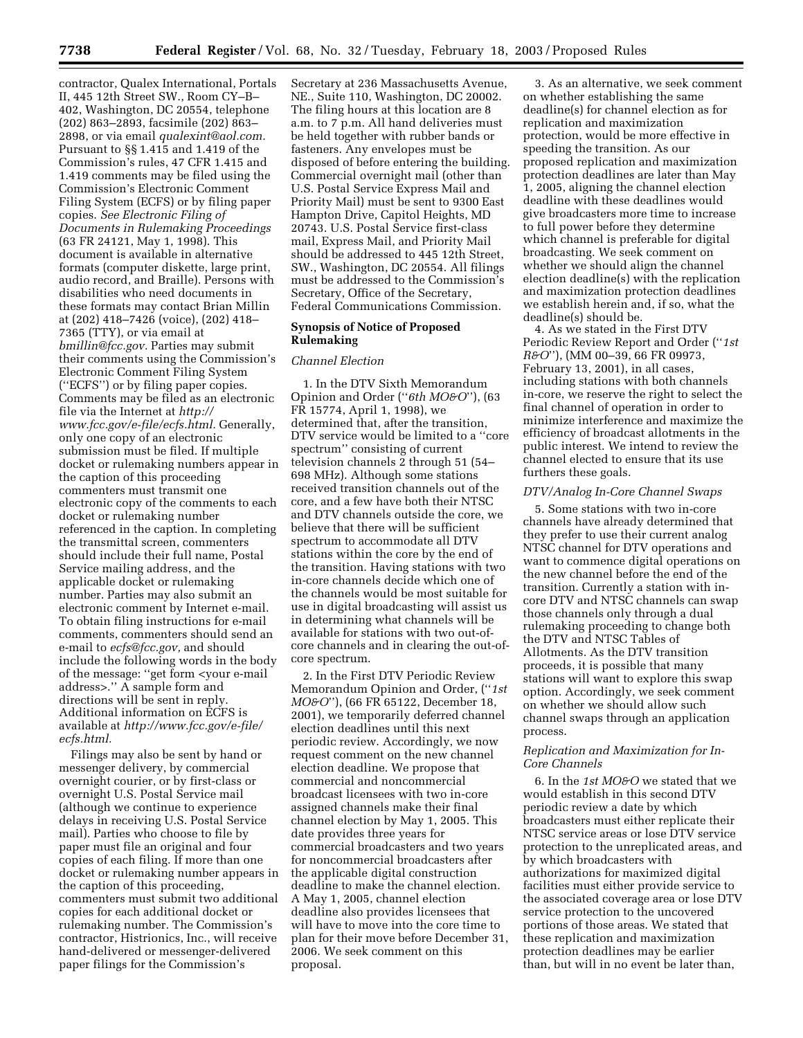contractor, Qualex International, Portals II, 445 12th Street SW., Room CY–B–402, Washington, DC 20554, telephone (202) 863–2893, facsimile (202) 863–2898, or via email *qualexint@aol.com.* Pursuant to §§ 1.415 and 1.419 of the Commission's rules, 47 CFR 1.415 and 1.419 comments may be filed using the Commission's Electronic Comment Filing System (ECFS) or by filing paper copies. *See Electronic Filing of Documents in Rulemaking Proceedings* (63 FR 24121, May 1, 1998). This document is available in alternative formats (computer diskette, large print, audio record, and Braille). Persons with disabilities who need documents in these formats may contact Brian Millin at (202) 418–7426 (voice), (202) 418–7365 (TTY), or via email at *bmillin@fcc.gov.* Parties may submit their comments using the Commission's Electronic Comment Filing System (''ECFS'') or by filing paper copies. Comments may be filed as an electronic file via the Internet at *http://www.fcc.gov/e-file/ecfs.html.* Generally, only one copy of an electronic submission must be filed. If multiple docket or rulemaking numbers appear in the caption of this proceeding commenters must transmit one electronic copy of the comments to each docket or rulemaking number referenced in the caption. In completing the transmittal screen, commenters should include their full name, Postal Service mailing address, and the applicable docket or rulemaking number. Parties may also submit an electronic comment by Internet e-mail. To obtain filing instructions for e-mail comments, commenters should send an e-mail to *ecfs@fcc.gov,* and should include the following words in the body of the message: ''get form <your e-mail address>.'' A sample form and directions will be sent in reply. Additional information on ECFS is available at *http://www.fcc.gov/e-file/ecfs.html.*

Filings may also be sent by hand or messenger delivery, by commercial overnight courier, or by first-class or overnight U.S. Postal Service mail (although we continue to experience delays in receiving U.S. Postal Service mail). Parties who choose to file by paper must file an original and four copies of each filing. If more than one docket or rulemaking number appears in the caption of this proceeding, commenters must submit two additional copies for each additional docket or rulemaking number. The Commission's contractor, Histrionics, Inc., will receive hand-delivered or messenger-delivered paper filings for the Commission's Secretary at 236 Massachusetts Avenue, NE., Suite 110, Washington, DC 20002. The filing hours at this location are 8 a.m. to 7 p.m. All hand deliveries must be held together with rubber bands or fasteners. Any envelopes must be disposed of before entering the building. Commercial overnight mail (other than U.S. Postal Service Express Mail and Priority Mail) must be sent to 9300 East Hampton Drive, Capitol Heights, MD 20743. U.S. Postal Service first-class mail, Express Mail, and Priority Mail should be addressed to 445 12th Street, SW., Washington, DC 20554. All filings must be addressed to the Commission's Secretary, Office of the Secretary, Federal Communications Commission.

## Synopsis of Notice of Proposed Rulemaking

### *Channel Election*

1. In the DTV Sixth Memorandum Opinion and Order (''*6th MO&O*''), (63 FR 15774, April 1, 1998), we determined that, after the transition, DTV service would be limited to a ''core spectrum'' consisting of current television channels 2 through 51 (54–698 MHz). Although some stations received transition channels out of the core, and a few have both their NTSC and DTV channels outside the core, we believe that there will be sufficient spectrum to accommodate all DTV stations within the core by the end of the transition. Having stations with two in-core channels decide which one of the channels would be most suitable for use in digital broadcasting will assist us in determining what channels will be available for stations with two out-of-core channels and in clearing the out-of-core spectrum.

2. In the First DTV Periodic Review Memorandum Opinion and Order, (''*1st MO&O*''), (66 FR 65122, December 18, 2001), we temporarily deferred channel election deadlines until this next periodic review. Accordingly, we now request comment on the new channel election deadline. We propose that commercial and noncommercial broadcast licensees with two in-core assigned channels make their final channel election by May 1, 2005. This date provides three years for commercial broadcasters and two years for noncommercial broadcasters after the applicable digital construction deadline to make the channel election. A May 1, 2005, channel election deadline also provides licensees that will have to move into the core time to plan for their move before December 31, 2006. We seek comment on this proposal.

3. As an alternative, we seek comment on whether establishing the same deadline(s) for channel election as for replication and maximization protection, would be more effective in speeding the transition. As our proposed replication and maximization protection deadlines are later than May 1, 2005, aligning the channel election deadline with these deadlines would give broadcasters more time to increase to full power before they determine which channel is preferable for digital broadcasting. We seek comment on whether we should align the channel election deadline(s) with the replication and maximization protection deadlines we establish herein and, if so, what the deadline(s) should be.

4. As we stated in the First DTV Periodic Review Report and Order (''*1st R&O*''), (MM 00–39, 66 FR 09973, February 13, 2001), in all cases, including stations with both channels in-core, we reserve the right to select the final channel of operation in order to minimize interference and maximize the efficiency of broadcast allotments in the public interest. We intend to review the channel elected to ensure that its use furthers these goals.

### *DTV/Analog In-Core Channel Swaps*

5. Some stations with two in-core channels have already determined that they prefer to use their current analog NTSC channel for DTV operations and want to commence digital operations on the new channel before the end of the transition. Currently a station with in-core DTV and NTSC channels can swap those channels only through a dual rulemaking proceeding to change both the DTV and NTSC Tables of Allotments. As the DTV transition proceeds, it is possible that many stations will want to explore this swap option. Accordingly, we seek comment on whether we should allow such channel swaps through an application process.

### *Replication and Maximization for In-Core Channels*

6. In the *1st MO&O* we stated that we would establish in this second DTV periodic review a date by which broadcasters must either replicate their NTSC service areas or lose DTV service protection to the unreplicated areas, and by which broadcasters with authorizations for maximized digital facilities must either provide service to the associated coverage area or lose DTV service protection to the uncovered portions of those areas. We stated that these replication and maximization protection deadlines may be earlier than, but will in no event be later than,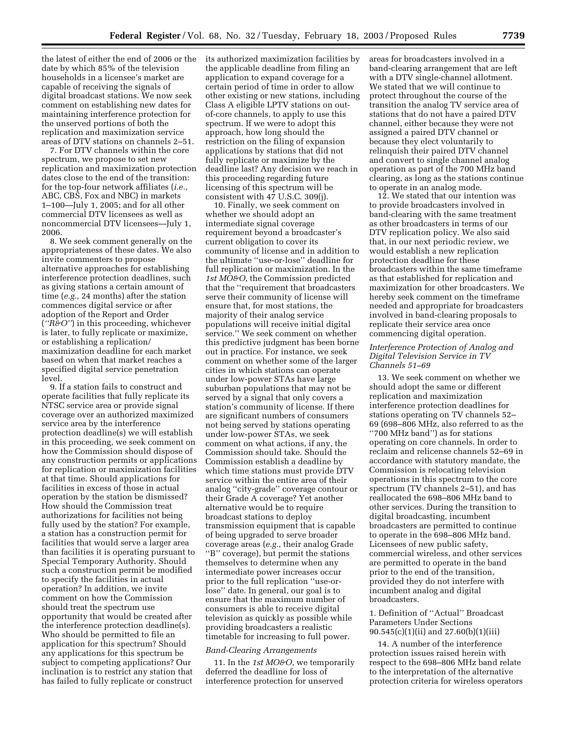the latest of either the end of 2006 or the date by which 85% of the television households in a licensee's market are capable of receiving the signals of digital broadcast stations. We now seek comment on establishing new dates for maintaining interference protection for the unserved portions of both the replication and maximization service areas of DTV stations on channels 2–51.

7. For DTV channels within the core spectrum, we propose to set new replication and maximization protection dates close to the end of the transition: for the top-four network affiliates (*i.e.,* ABC, CBS, Fox and NBC) in markets 1–100—July 1, 2005; and for all other commercial DTV licensees as well as noncommercial DTV licensees—July 1, 2006.

8. We seek comment generally on the appropriateness of these dates. We also invite commenters to propose alternative approaches for establishing interference protection deadlines, such as giving stations a certain amount of time (*e.g.,* 24 months) after the station commences digital service or after adoption of the Report and Order (*"R&O"*) in this proceeding, whichever is later, to fully replicate or maximize, or establishing a replication/maximization deadline for each market based on when that market reaches a specified digital service penetration level.

9. If a station fails to construct and operate facilities that fully replicate its NTSC service area or provide signal coverage over an authorized maximized service area by the interference protection deadline(s) we will establish in this proceeding, we seek comment on how the Commission should dispose of any construction permits or applications for replication or maximization facilities at that time. Should applications for facilities in excess of those in actual operation by the station be dismissed? How should the Commission treat authorizations for facilities not being fully used by the station? For example, a station has a construction permit for facilities that would serve a larger area than facilities it is operating pursuant to Special Temporary Authority. Should such a construction permit be modified to specify the facilities in actual operation? In addition, we invite comment on how the Commission should treat the spectrum use opportunity that would be created after the interference protection deadline(s). Who should be permitted to file an application for this spectrum? Should any applications for this spectrum be subject to competing applications? Our inclination is to restrict any station that has failed to fully replicate or construct its authorized maximization facilities by the applicable deadline from filing an application to expand coverage for a certain period of time in order to allow other existing or new stations, including Class A eligible LPTV stations on out-of-core channels, to apply to use this spectrum. If we were to adopt this approach, how long should the restriction on the filing of expansion applications by stations that did not fully replicate or maximize by the deadline last? Any decision we reach in this proceeding regarding future licensing of this spectrum will be consistent with 47 U.S.C. 309(j).

10. Finally, we seek comment on whether we should adopt an intermediate signal coverage requirement beyond a broadcaster's current obligation to cover its community of license and in addition to the ultimate "use-or-lose" deadline for full replication or maximization. In the *1st MO&O*, the Commission predicted that the "requirement that broadcasters serve their community of license will ensure that, for most stations, the majority of their analog service populations will receive initial digital service." We seek comment on whether this predictive judgment has been borne out in practice. For instance, we seek comment on whether some of the larger cities in which stations can operate under low-power STAs have large suburban populations that may not be served by a signal that only covers a station's community of license. If there are significant numbers of consumers not being served by stations operating under low-power STAs, we seek comment on what actions, if any, the Commission should take. Should the Commission establish a deadline by which time stations must provide DTV service within the entire area of their analog "city-grade" coverage contour or their Grade A coverage? Yet another alternative would be to require broadcast stations to deploy transmission equipment that is capable of being upgraded to serve broader coverage areas (*e.g.,* their analog Grade "B" coverage), but permit the stations themselves to determine when any intermediate power increases occur prior to the full replication "use-or-lose" date. In general, our goal is to ensure that the maximum number of consumers is able to receive digital television as quickly as possible while providing broadcasters a realistic timetable for increasing to full power.

*Band-Clearing Arrangements*

11. In the *1st MO&O*, we temporarily deferred the deadline for loss of interference protection for unserved areas for broadcasters involved in a band-clearing arrangement that are left with a DTV single-channel allotment. We stated that we will continue to protect throughout the course of the transition the analog TV service area of stations that do not have a paired DTV channel, either because they were not assigned a paired DTV channel or because they elect voluntarily to relinquish their paired DTV channel and convert to single channel analog operation as part of the 700 MHz band clearing, as long as the stations continue to operate in an analog mode.

12. We stated that our intention was to provide broadcasters involved in band-clearing with the same treatment as other broadcasters in terms of our DTV replication policy. We also said that, in our next periodic review, we would establish a new replication protection deadline for these broadcasters within the same timeframe as that established for replication and maximization for other broadcasters. We hereby seek comment on the timeframe needed and appropriate for broadcasters involved in band-clearing proposals to replicate their service area once commencing digital operation.

*Interference Protection of Analog and Digital Television Service in TV Channels 51–69*

13. We seek comment on whether we should adopt the same or different replication and maximization interference protection deadlines for stations operating on TV channels 52–69 (698–806 MHz, also referred to as the "700 MHz band") as for stations operating on core channels. In order to reclaim and relicense channels 52–69 in accordance with statutory mandate, the Commission is relocating television operations in this spectrum to the core spectrum (TV channels 2–51), and has reallocated the 698–806 MHz band to other services. During the transition to digital broadcasting, incumbent broadcasters are permitted to continue to operate in the 698–806 MHz band. Licensees of new public safety, commercial wireless, and other services are permitted to operate in the band prior to the end of the transition, provided they do not interfere with incumbent analog and digital broadcasters.

1. Definition of "Actual" Broadcast Parameters Under Sections 90.545(c)(1)(ii) and 27.60(b)(1)(iii)

14. A number of the interference protection issues raised herein with respect to the 698–806 MHz band relate to the interpretation of the alternative protection criteria for wireless operators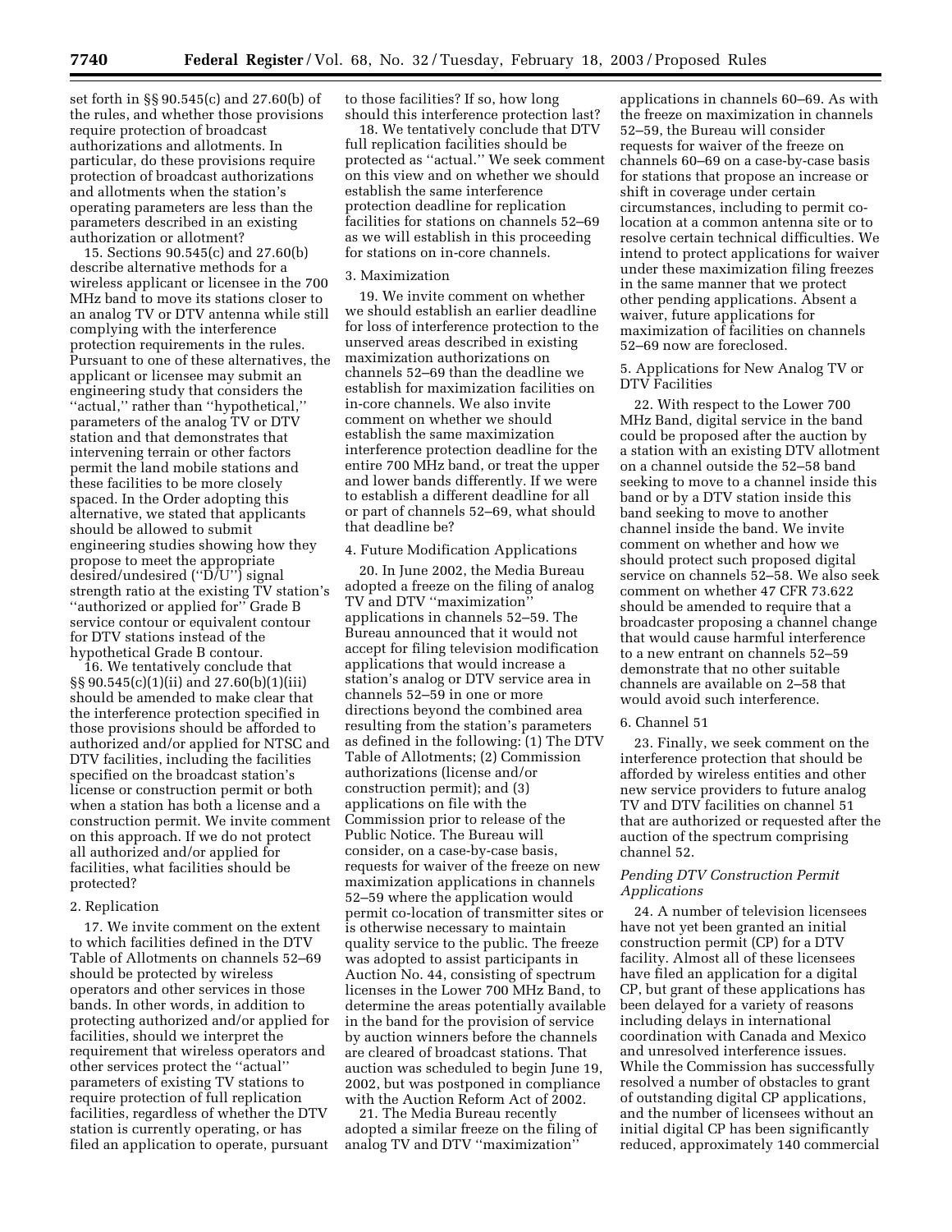set forth in §§ 90.545(c) and 27.60(b) of the rules, and whether those provisions require protection of broadcast authorizations and allotments. In particular, do these provisions require protection of broadcast authorizations and allotments when the station's operating parameters are less than the parameters described in an existing authorization or allotment?

15. Sections 90.545(c) and 27.60(b) describe alternative methods for a wireless applicant or licensee in the 700 MHz band to move its stations closer to an analog TV or DTV antenna while still complying with the interference protection requirements in the rules. Pursuant to one of these alternatives, the applicant or licensee may submit an engineering study that considers the "actual," rather than "hypothetical," parameters of the analog TV or DTV station and that demonstrates that intervening terrain or other factors permit the land mobile stations and these facilities to be more closely spaced. In the Order adopting this alternative, we stated that applicants should be allowed to submit engineering studies showing how they propose to meet the appropriate desired/undesired ("D/U") signal strength ratio at the existing TV station's "authorized or applied for" Grade B service contour or equivalent contour for DTV stations instead of the hypothetical Grade B contour.

16. We tentatively conclude that §§ 90.545(c)(1)(ii) and 27.60(b)(1)(iii) should be amended to make clear that the interference protection specified in those provisions should be afforded to authorized and/or applied for NTSC and DTV facilities, including the facilities specified on the broadcast station's license or construction permit or both when a station has both a license and a construction permit. We invite comment on this approach. If we do not protect all authorized and/or applied for facilities, what facilities should be protected?

2. Replication

17. We invite comment on the extent to which facilities defined in the DTV Table of Allotments on channels 52–69 should be protected by wireless operators and other services in those bands. In other words, in addition to protecting authorized and/or applied for facilities, should we interpret the requirement that wireless operators and other services protect the "actual" parameters of existing TV stations to require protection of full replication facilities, regardless of whether the DTV station is currently operating, or has filed an application to operate, pursuant to those facilities? If so, how long should this interference protection last?

18. We tentatively conclude that DTV full replication facilities should be protected as "actual." We seek comment on this view and on whether we should establish the same interference protection deadline for replication facilities for stations on channels 52–69 as we will establish in this proceeding for stations on in-core channels.

3. Maximization

19. We invite comment on whether we should establish an earlier deadline for loss of interference protection to the unserved areas described in existing maximization authorizations on channels 52–69 than the deadline we establish for maximization facilities on in-core channels. We also invite comment on whether we should establish the same maximization interference protection deadline for the entire 700 MHz band, or treat the upper and lower bands differently. If we were to establish a different deadline for all or part of channels 52–69, what should that deadline be?

4. Future Modification Applications

20. In June 2002, the Media Bureau adopted a freeze on the filing of analog TV and DTV "maximization" applications in channels 52–59. The Bureau announced that it would not accept for filing television modification applications that would increase a station's analog or DTV service area in channels 52–59 in one or more directions beyond the combined area resulting from the station's parameters as defined in the following: (1) The DTV Table of Allotments; (2) Commission authorizations (license and/or construction permit); and (3) applications on file with the Commission prior to release of the Public Notice. The Bureau will consider, on a case-by-case basis, requests for waiver of the freeze on new maximization applications in channels 52–59 where the application would permit co-location of transmitter sites or is otherwise necessary to maintain quality service to the public. The freeze was adopted to assist participants in Auction No. 44, consisting of spectrum licenses in the Lower 700 MHz Band, to determine the areas potentially available in the band for the provision of service by auction winners before the channels are cleared of broadcast stations. That auction was scheduled to begin June 19, 2002, but was postponed in compliance with the Auction Reform Act of 2002.

21. The Media Bureau recently adopted a similar freeze on the filing of analog TV and DTV "maximization" applications in channels 60–69. As with the freeze on maximization in channels 52–59, the Bureau will consider requests for waiver of the freeze on channels 60–69 on a case-by-case basis for stations that propose an increase or shift in coverage under certain circumstances, including to permit co-location at a common antenna site or to resolve certain technical difficulties. We intend to protect applications for waiver under these maximization filing freezes in the same manner that we protect other pending applications. Absent a waiver, future applications for maximization of facilities on channels 52–69 now are foreclosed.

5. Applications for New Analog TV or DTV Facilities

22. With respect to the Lower 700 MHz Band, digital service in the band could be proposed after the auction by a station with an existing DTV allotment on a channel outside the 52–58 band seeking to move to a channel inside this band or by a DTV station inside this band seeking to move to another channel inside the band. We invite comment on whether and how we should protect such proposed digital service on channels 52–58. We also seek comment on whether 47 CFR 73.622 should be amended to require that a broadcaster proposing a channel change that would cause harmful interference to a new entrant on channels 52–59 demonstrate that no other suitable channels are available on 2–58 that would avoid such interference.

6. Channel 51

23. Finally, we seek comment on the interference protection that should be afforded by wireless entities and other new service providers to future analog TV and DTV facilities on channel 51 that are authorized or requested after the auction of the spectrum comprising channel 52.

*Pending DTV Construction Permit Applications*

24. A number of television licensees have not yet been granted an initial construction permit (CP) for a DTV facility. Almost all of these licensees have filed an application for a digital CP, but grant of these applications has been delayed for a variety of reasons including delays in international coordination with Canada and Mexico and unresolved interference issues. While the Commission has successfully resolved a number of obstacles to grant of outstanding digital CP applications, and the number of licensees without an initial digital CP has been significantly reduced, approximately 140 commercial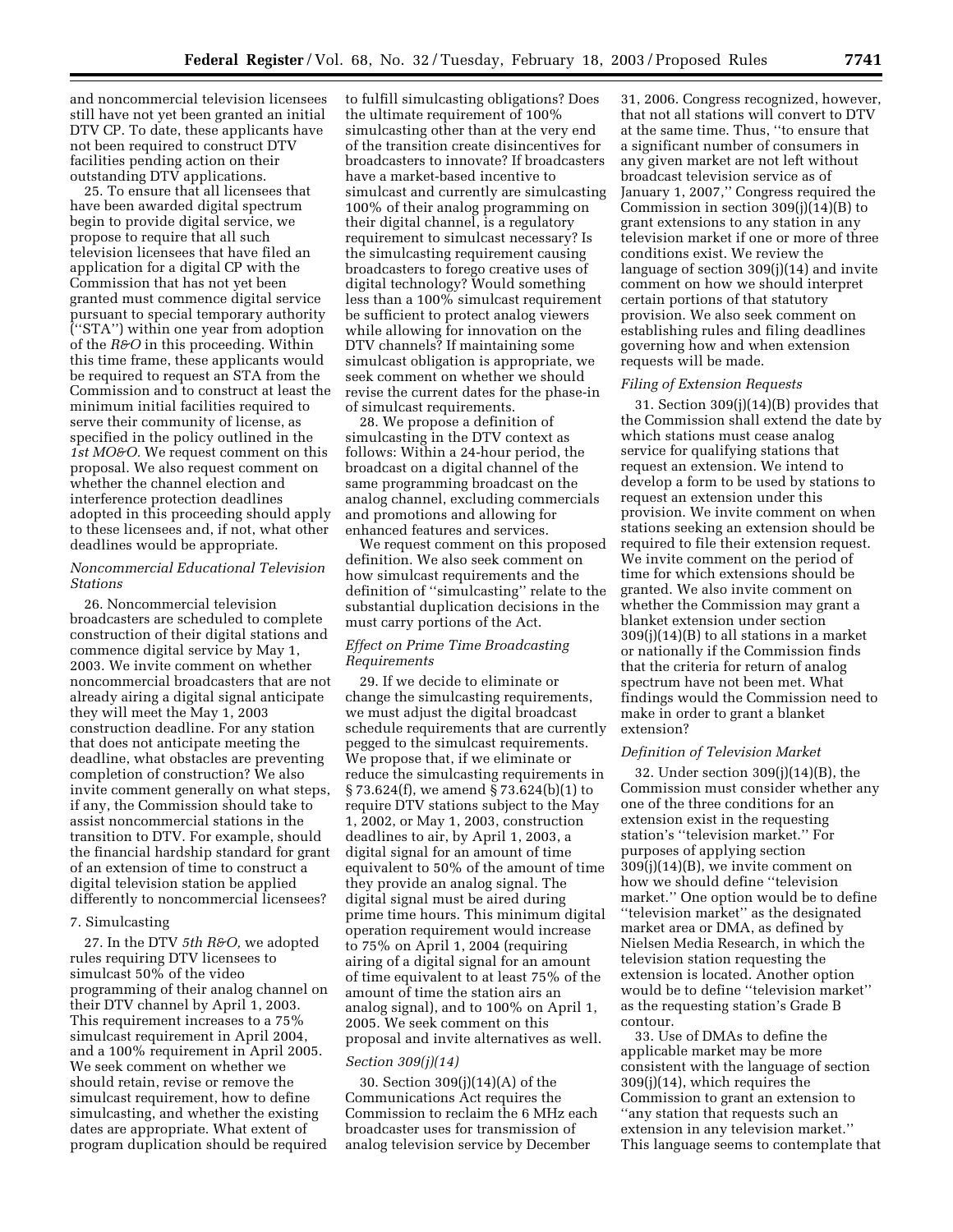and noncommercial television licensees still have not yet been granted an initial DTV CP. To date, these applicants have not been required to construct DTV facilities pending action on their outstanding DTV applications.

25. To ensure that all licensees that have been awarded digital spectrum begin to provide digital service, we propose to require that all such television licensees that have filed an application for a digital CP with the Commission that has not yet been granted must commence digital service pursuant to special temporary authority (''STA'') within one year from adoption of the *R&O* in this proceeding. Within this time frame, these applicants would be required to request an STA from the Commission and to construct at least the minimum initial facilities required to serve their community of license, as specified in the policy outlined in the *1st MO&O.* We request comment on this proposal. We also request comment on whether the channel election and interference protection deadlines adopted in this proceeding should apply to these licensees and, if not, what other deadlines would be appropriate.

*Noncommercial Educational Television Stations*

26. Noncommercial television broadcasters are scheduled to complete construction of their digital stations and commence digital service by May 1, 2003. We invite comment on whether noncommercial broadcasters that are not already airing a digital signal anticipate they will meet the May 1, 2003 construction deadline. For any station that does not anticipate meeting the deadline, what obstacles are preventing completion of construction? We also invite comment generally on what steps, if any, the Commission should take to assist noncommercial stations in the transition to DTV. For example, should the financial hardship standard for grant of an extension of time to construct a digital television station be applied differently to noncommercial licensees?

7. Simulcasting

27. In the DTV *5th R&O,* we adopted rules requiring DTV licensees to simulcast 50% of the video programming of their analog channel on their DTV channel by April 1, 2003. This requirement increases to a 75% simulcast requirement in April 2004, and a 100% requirement in April 2005. We seek comment on whether we should retain, revise or remove the simulcast requirement, how to define simulcasting, and whether the existing dates are appropriate. What extent of program duplication should be required to fulfill simulcasting obligations? Does the ultimate requirement of 100% simulcasting other than at the very end of the transition create disincentives for broadcasters to innovate? If broadcasters have a market-based incentive to simulcast and currently are simulcasting 100% of their analog programming on their digital channel, is a regulatory requirement to simulcast necessary? Is the simulcasting requirement causing broadcasters to forego creative uses of digital technology? Would something less than a 100% simulcast requirement be sufficient to protect analog viewers while allowing for innovation on the DTV channels? If maintaining some simulcast obligation is appropriate, we seek comment on whether we should revise the current dates for the phase-in of simulcast requirements.

28. We propose a definition of simulcasting in the DTV context as follows: Within a 24-hour period, the broadcast on a digital channel of the same programming broadcast on the analog channel, excluding commercials and promotions and allowing for enhanced features and services.

We request comment on this proposed definition. We also seek comment on how simulcast requirements and the definition of ''simulcasting'' relate to the substantial duplication decisions in the must carry portions of the Act.

*Effect on Prime Time Broadcasting Requirements*

29. If we decide to eliminate or change the simulcasting requirements, we must adjust the digital broadcast schedule requirements that are currently pegged to the simulcast requirements. We propose that, if we eliminate or reduce the simulcasting requirements in § 73.624(f), we amend § 73.624(b)(1) to require DTV stations subject to the May 1, 2002, or May 1, 2003, construction deadlines to air, by April 1, 2003, a digital signal for an amount of time equivalent to 50% of the amount of time they provide an analog signal. The digital signal must be aired during prime time hours. This minimum digital operation requirement would increase to 75% on April 1, 2004 (requiring airing of a digital signal for an amount of time equivalent to at least 75% of the amount of time the station airs an analog signal), and to 100% on April 1, 2005. We seek comment on this proposal and invite alternatives as well.

*Section 309(j)(14)*

30. Section 309(j)(14)(A) of the Communications Act requires the Commission to reclaim the 6 MHz each broadcaster uses for transmission of analog television service by December 31, 2006. Congress recognized, however, that not all stations will convert to DTV at the same time. Thus, ''to ensure that a significant number of consumers in any given market are not left without broadcast television service as of January 1, 2007,'' Congress required the Commission in section 309(j)(14)(B) to grant extensions to any station in any television market if one or more of three conditions exist. We review the language of section 309(j)(14) and invite comment on how we should interpret certain portions of that statutory provision. We also seek comment on establishing rules and filing deadlines governing how and when extension requests will be made.

*Filing of Extension Requests*

31. Section 309(j)(14)(B) provides that the Commission shall extend the date by which stations must cease analog service for qualifying stations that request an extension. We intend to develop a form to be used by stations to request an extension under this provision. We invite comment on when stations seeking an extension should be required to file their extension request. We invite comment on the period of time for which extensions should be granted. We also invite comment on whether the Commission may grant a blanket extension under section 309(j)(14)(B) to all stations in a market or nationally if the Commission finds that the criteria for return of analog spectrum have not been met. What findings would the Commission need to make in order to grant a blanket extension?

*Definition of Television Market*

32. Under section 309(j)(14)(B), the Commission must consider whether any one of the three conditions for an extension exist in the requesting station's ''television market.'' For purposes of applying section 309(j)(14)(B), we invite comment on how we should define ''television market.'' One option would be to define ''television market'' as the designated market area or DMA, as defined by Nielsen Media Research, in which the television station requesting the extension is located. Another option would be to define ''television market'' as the requesting station's Grade B contour.

33. Use of DMAs to define the applicable market may be more consistent with the language of section 309(j)(14), which requires the Commission to grant an extension to ''any station that requests such an extension in any television market.'' This language seems to contemplate that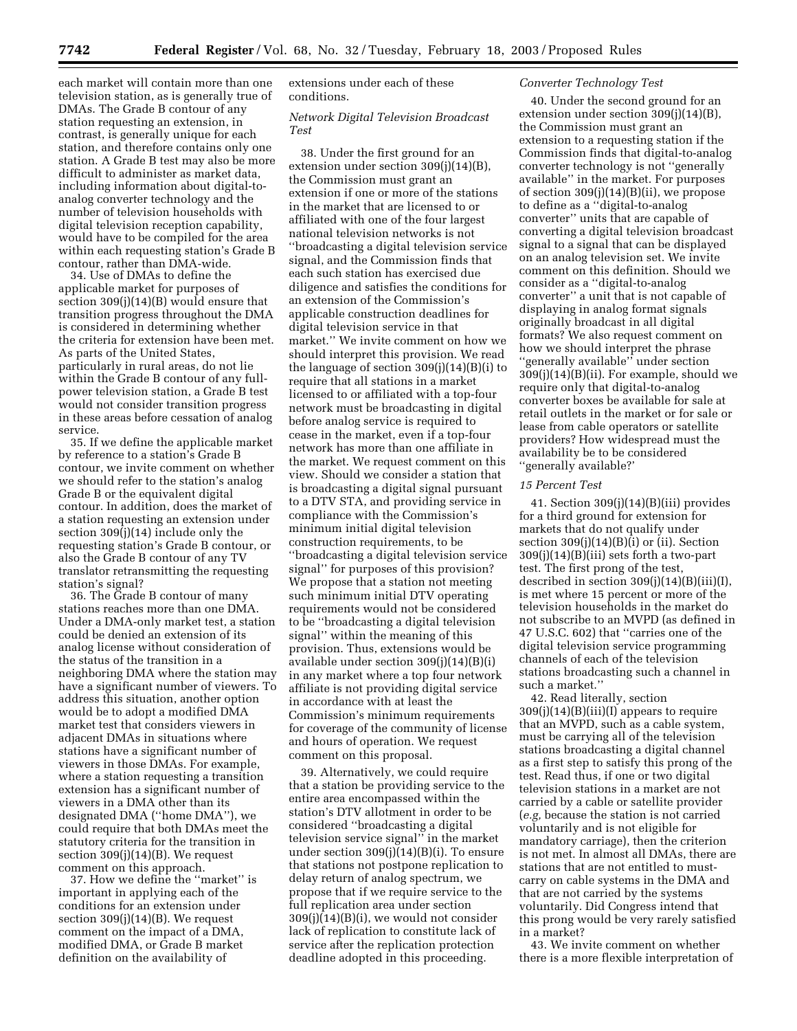each market will contain more than one television station, as is generally true of DMAs. The Grade B contour of any station requesting an extension, in contrast, is generally unique for each station, and therefore contains only one station. A Grade B test may also be more difficult to administer as market data, including information about digital-to-analog converter technology and the number of television households with digital television reception capability, would have to be compiled for the area within each requesting station's Grade B contour, rather than DMA-wide.

34. Use of DMAs to define the applicable market for purposes of section 309(j)(14)(B) would ensure that transition progress throughout the DMA is considered in determining whether the criteria for extension have been met. As parts of the United States, particularly in rural areas, do not lie within the Grade B contour of any full-power television station, a Grade B test would not consider transition progress in these areas before cessation of analog service.

35. If we define the applicable market by reference to a station's Grade B contour, we invite comment on whether we should refer to the station's analog Grade B or the equivalent digital contour. In addition, does the market of a station requesting an extension under section 309(j)(14) include only the requesting station's Grade B contour, or also the Grade B contour of any TV translator retransmitting the requesting station's signal?

36. The Grade B contour of many stations reaches more than one DMA. Under a DMA-only market test, a station could be denied an extension of its analog license without consideration of the status of the transition in a neighboring DMA where the station may have a significant number of viewers. To address this situation, another option would be to adopt a modified DMA market test that considers viewers in adjacent DMAs in situations where stations have a significant number of viewers in those DMAs. For example, where a station requesting a transition extension has a significant number of viewers in a DMA other than its designated DMA (''home DMA''), we could require that both DMAs meet the statutory criteria for the transition in section 309(j)(14)(B). We request comment on this approach.

37. How we define the ''market'' is important in applying each of the conditions for an extension under section 309(j)(14)(B). We request comment on the impact of a DMA, modified DMA, or Grade B market definition on the availability of extensions under each of these conditions.

*Network Digital Television Broadcast Test*

38. Under the first ground for an extension under section 309(j)(14)(B), the Commission must grant an extension if one or more of the stations in the market that are licensed to or affiliated with one of the four largest national television networks is not ''broadcasting a digital television service signal, and the Commission finds that each such station has exercised due diligence and satisfies the conditions for an extension of the Commission's applicable construction deadlines for digital television service in that market.'' We invite comment on how we should interpret this provision. We read the language of section 309(j)(14)(B)(i) to require that all stations in a market licensed to or affiliated with a top-four network must be broadcasting in digital before analog service is required to cease in the market, even if a top-four network has more than one affiliate in the market. We request comment on this view. Should we consider a station that is broadcasting a digital signal pursuant to a DTV STA, and providing service in compliance with the Commission's minimum initial digital television construction requirements, to be ''broadcasting a digital television service signal'' for purposes of this provision? We propose that a station not meeting such minimum initial DTV operating requirements would not be considered to be ''broadcasting a digital television signal'' within the meaning of this provision. Thus, extensions would be available under section 309(j)(14)(B)(i) in any market where a top four network affiliate is not providing digital service in accordance with at least the Commission's minimum requirements for coverage of the community of license and hours of operation. We request comment on this proposal.

39. Alternatively, we could require that a station be providing service to the entire area encompassed within the station's DTV allotment in order to be considered ''broadcasting a digital television service signal'' in the market under section 309(j)(14)(B)(i). To ensure that stations not postpone replication to delay return of analog spectrum, we propose that if we require service to the full replication area under section 309(j)(14)(B)(i), we would not consider lack of replication to constitute lack of service after the replication protection deadline adopted in this proceeding.

*Converter Technology Test*

40. Under the second ground for an extension under section 309(j)(14)(B), the Commission must grant an extension to a requesting station if the Commission finds that digital-to-analog converter technology is not ''generally available'' in the market. For purposes of section 309(j)(14)(B)(ii), we propose to define as a ''digital-to-analog converter'' units that are capable of converting a digital television broadcast signal to a signal that can be displayed on an analog television set. We invite comment on this definition. Should we consider as a ''digital-to-analog converter'' a unit that is not capable of displaying in analog format signals originally broadcast in all digital formats? We also request comment on how we should interpret the phrase ''generally available'' under section 309(j)(14)(B)(ii). For example, should we require only that digital-to-analog converter boxes be available for sale at retail outlets in the market or for sale or lease from cable operators or satellite providers? How widespread must the availability be to be considered ''generally available?'

*15 Percent Test*

41. Section 309(j)(14)(B)(iii) provides for a third ground for extension for markets that do not qualify under section 309(j)(14)(B)(i) or (ii). Section 309(j)(14)(B)(iii) sets forth a two-part test. The first prong of the test, described in section 309(j)(14)(B)(iii)(I), is met where 15 percent or more of the television households in the market do not subscribe to an MVPD (as defined in 47 U.S.C. 602) that ''carries one of the digital television service programming channels of each of the television stations broadcasting such a channel in such a market.''

42. Read literally, section 309(j)(14)(B)(iii)(I) appears to require that an MVPD, such as a cable system, must be carrying all of the television stations broadcasting a digital channel as a first step to satisfy this prong of the test. Read thus, if one or two digital television stations in a market are not carried by a cable or satellite provider (*e.g,* because the station is not carried voluntarily and is not eligible for mandatory carriage), then the criterion is not met. In almost all DMAs, there are stations that are not entitled to must-carry on cable systems in the DMA and that are not carried by the systems voluntarily. Did Congress intend that this prong would be very rarely satisfied in a market?

43. We invite comment on whether there is a more flexible interpretation of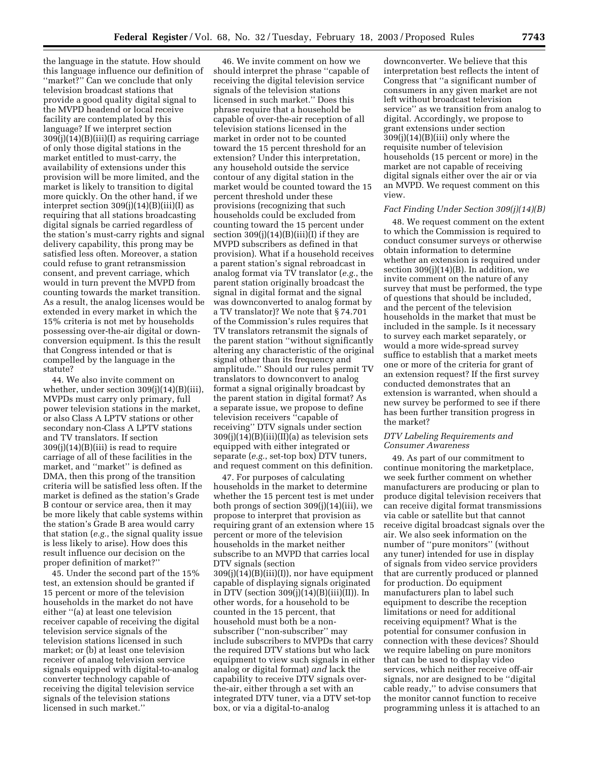the language in the statute. How should this language influence our definition of "market?" Can we conclude that only television broadcast stations that provide a good quality digital signal to the MVPD headend or local receive facility are contemplated by this language? If we interpret section 309(j)(14)(B)(iii)(I) as requiring carriage of only those digital stations in the market entitled to must-carry, the availability of extensions under this provision will be more limited, and the market is likely to transition to digital more quickly. On the other hand, if we interpret section 309(j)(14)(B)(iii)(I) as requiring that all stations broadcasting digital signals be carried regardless of the station's must-carry rights and signal delivery capability, this prong may be satisfied less often. Moreover, a station could refuse to grant retransmission consent, and prevent carriage, which would in turn prevent the MVPD from counting towards the market transition. As a result, the analog licenses would be extended in every market in which the 15% criteria is not met by households possessing over-the-air digital or down-conversion equipment. Is this the result that Congress intended or that is compelled by the language in the statute?

44. We also invite comment on whether, under section 309(j)(14)(B)(iii), MVPDs must carry only primary, full power television stations in the market, or also Class A LPTV stations or other secondary non-Class A LPTV stations and TV translators. If section 309(j)(14)(B)(iii) is read to require carriage of all of these facilities in the market, and "market" is defined as DMA, then this prong of the transition criteria will be satisfied less often. If the market is defined as the station's Grade B contour or service area, then it may be more likely that cable systems within the station's Grade B area would carry that station (*e.g.*, the signal quality issue is less likely to arise). How does this result influence our decision on the proper definition of market?"

45. Under the second part of the 15% test, an extension should be granted if 15 percent or more of the television households in the market do not have either "(a) at least one television receiver capable of receiving the digital television service signals of the television stations licensed in such market; or (b) at least one television receiver of analog television service signals equipped with digital-to-analog converter technology capable of receiving the digital television service signals of the television stations licensed in such market."

46. We invite comment on how we should interpret the phrase "capable of receiving the digital television service signals of the television stations licensed in such market." Does this phrase require that a household be capable of over-the-air reception of all television stations licensed in the market in order not to be counted toward the 15 percent threshold for an extension? Under this interpretation, any household outside the service contour of any digital station in the market would be counted toward the 15 percent threshold under these provisions (recognizing that such households could be excluded from counting toward the 15 percent under section 309(j)(14)(B)(iii)(I) if they are MVPD subscribers as defined in that provision). What if a household receives a parent station's signal rebroadcast in analog format via TV translator (*e.g.*, the parent station originally broadcast the signal in digital format and the signal was downconverted to analog format by a TV translator)? We note that § 74.701 of the Commission's rules requires that TV translators retransmit the signals of the parent station "without significantly altering any characteristic of the original signal other than its frequency and amplitude." Should our rules permit TV translators to downconvert to analog format a signal originally broadcast by the parent station in digital format? As a separate issue, we propose to define television receivers "capable of receiving" DTV signals under section 309(j)(14)(B)(iii)(II)(a) as television sets equipped with either integrated or separate (*e.g.*, set-top box) DTV tuners, and request comment on this definition.

47. For purposes of calculating households in the market to determine whether the 15 percent test is met under both prongs of section 309(j)(14)(iii), we propose to interpret that provision as requiring grant of an extension where 15 percent or more of the television households in the market neither subscribe to an MVPD that carries local DTV signals (section 309(j)(14)(B)(iii)(I)), nor have equipment capable of displaying signals originated in DTV (section 309(j)(14)(B)(iii)(II)). In other words, for a household to be counted in the 15 percent, that household must both be a non-subscriber ("non-subscriber" may include subscribers to MVPDs that carry the required DTV stations but who lack equipment to view such signals in either analog or digital format) *and* lack the capability to receive DTV signals over-the-air, either through a set with an integrated DTV tuner, via a DTV set-top box, or via a digital-to-analog downconverter. We believe that this interpretation best reflects the intent of Congress that "a significant number of consumers in any given market are not left without broadcast television service" as we transition from analog to digital. Accordingly, we propose to grant extensions under section 309(j)(14)(B)(iii) only where the requisite number of television households (15 percent or more) in the market are not capable of receiving digital signals either over the air or via an MVPD. We request comment on this view.

#### *Fact Finding Under Section 309(j)(14)(B)*

48. We request comment on the extent to which the Commission is required to conduct consumer surveys or otherwise obtain information to determine whether an extension is required under section 309(j)(14)(B). In addition, we invite comment on the nature of any survey that must be performed, the type of questions that should be included, and the percent of the television households in the market that must be included in the sample. Is it necessary to survey each market separately, or would a more wide-spread survey suffice to establish that a market meets one or more of the criteria for grant of an extension request? If the first survey conducted demonstrates that an extension is warranted, when should a new survey be performed to see if there has been further transition progress in the market?

#### *DTV Labeling Requirements and Consumer Awareness*

49. As part of our commitment to continue monitoring the marketplace, we seek further comment on whether manufacturers are producing or plan to produce digital television receivers that can receive digital format transmissions via cable or satellite but that cannot receive digital broadcast signals over the air. We also seek information on the number of "pure monitors" (without any tuner) intended for use in display of signals from video service providers that are currently produced or planned for production. Do equipment manufacturers plan to label such equipment to describe the reception limitations or need for additional receiving equipment? What is the potential for consumer confusion in connection with these devices? Should we require labeling on pure monitors that can be used to display video services, which neither receive off-air signals, nor are designed to be "digital cable ready," to advise consumers that the monitor cannot function to receive programming unless it is attached to an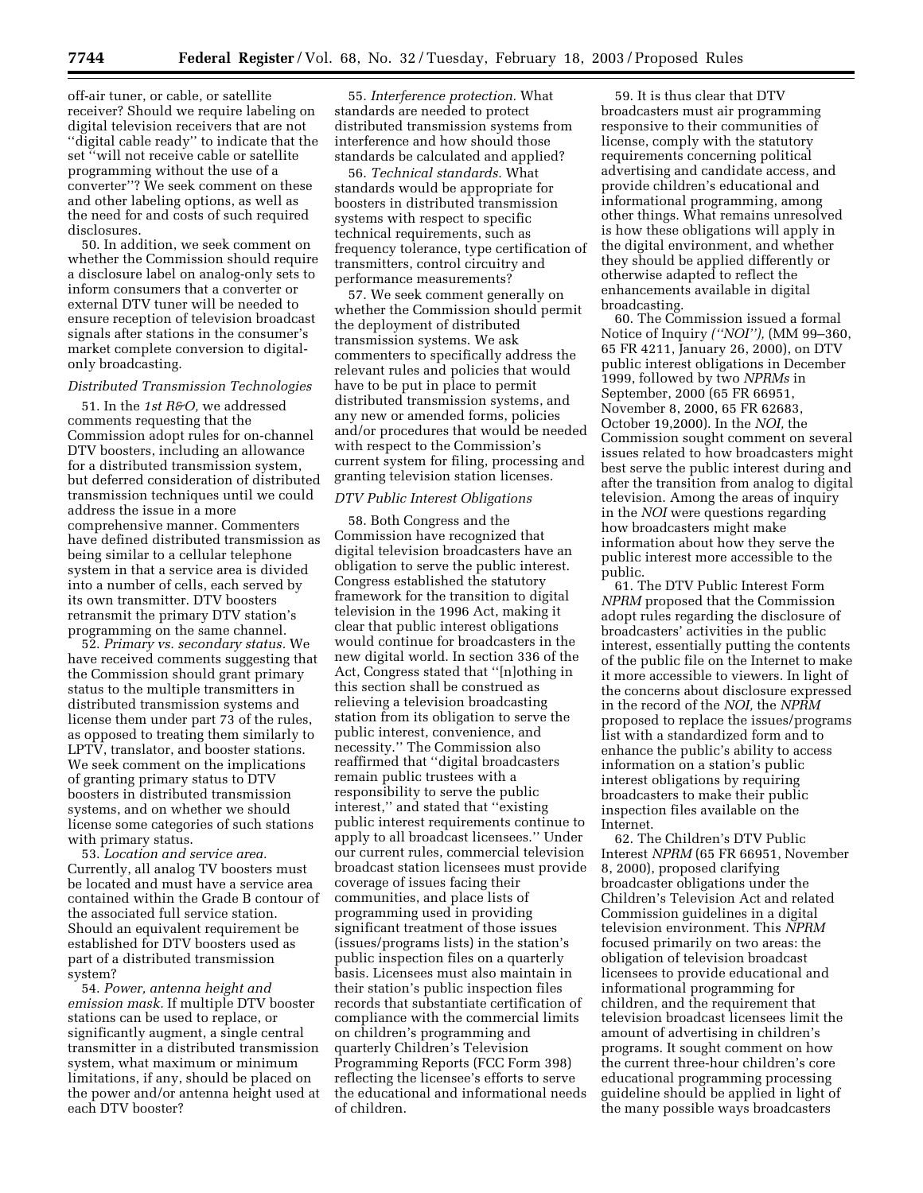off-air tuner, or cable, or satellite receiver? Should we require labeling on digital television receivers that are not ''digital cable ready'' to indicate that the set ''will not receive cable or satellite programming without the use of a converter''? We seek comment on these and other labeling options, as well as the need for and costs of such required disclosures.

50. In addition, we seek comment on whether the Commission should require a disclosure label on analog-only sets to inform consumers that a converter or external DTV tuner will be needed to ensure reception of television broadcast signals after stations in the consumer's market complete conversion to digital-only broadcasting.

*Distributed Transmission Technologies*

51. In the *1st R&O,* we addressed comments requesting that the Commission adopt rules for on-channel DTV boosters, including an allowance for a distributed transmission system, but deferred consideration of distributed transmission techniques until we could address the issue in a more comprehensive manner. Commenters have defined distributed transmission as being similar to a cellular telephone system in that a service area is divided into a number of cells, each served by its own transmitter. DTV boosters retransmit the primary DTV station's programming on the same channel.

52. *Primary vs. secondary status.* We have received comments suggesting that the Commission should grant primary status to the multiple transmitters in distributed transmission systems and license them under part 73 of the rules, as opposed to treating them similarly to LPTV, translator, and booster stations. We seek comment on the implications of granting primary status to DTV boosters in distributed transmission systems, and on whether we should license some categories of such stations with primary status.

53. *Location and service area.* Currently, all analog TV boosters must be located and must have a service area contained within the Grade B contour of the associated full service station. Should an equivalent requirement be established for DTV boosters used as part of a distributed transmission system?

54. *Power, antenna height and emission mask.* If multiple DTV booster stations can be used to replace, or significantly augment, a single central transmitter in a distributed transmission system, what maximum or minimum limitations, if any, should be placed on the power and/or antenna height used at each DTV booster?

55. *Interference protection.* What standards are needed to protect distributed transmission systems from interference and how should those standards be calculated and applied?

56. *Technical standards.* What standards would be appropriate for boosters in distributed transmission systems with respect to specific technical requirements, such as frequency tolerance, type certification of transmitters, control circuitry and performance measurements?

57. We seek comment generally on whether the Commission should permit the deployment of distributed transmission systems. We ask commenters to specifically address the relevant rules and policies that would have to be put in place to permit distributed transmission systems, and any new or amended forms, policies and/or procedures that would be needed with respect to the Commission's current system for filing, processing and granting television station licenses.

*DTV Public Interest Obligations*

58. Both Congress and the Commission have recognized that digital television broadcasters have an obligation to serve the public interest. Congress established the statutory framework for the transition to digital television in the 1996 Act, making it clear that public interest obligations would continue for broadcasters in the new digital world. In section 336 of the Act, Congress stated that ''[n]othing in this section shall be construed as relieving a television broadcasting station from its obligation to serve the public interest, convenience, and necessity.'' The Commission also reaffirmed that ''digital broadcasters remain public trustees with a responsibility to serve the public interest,'' and stated that ''existing public interest requirements continue to apply to all broadcast licensees.'' Under our current rules, commercial television broadcast station licensees must provide coverage of issues facing their communities, and place lists of programming used in providing significant treatment of those issues (issues/programs lists) in the station's public inspection files on a quarterly basis. Licensees must also maintain in their station's public inspection files records that substantiate certification of compliance with the commercial limits on children's programming and quarterly Children's Television Programming Reports (FCC Form 398) reflecting the licensee's efforts to serve the educational and informational needs of children.

59. It is thus clear that DTV broadcasters must air programming responsive to their communities of license, comply with the statutory requirements concerning political advertising and candidate access, and provide children's educational and informational programming, among other things. What remains unresolved is how these obligations will apply in the digital environment, and whether they should be applied differently or otherwise adapted to reflect the enhancements available in digital broadcasting.

60. The Commission issued a formal Notice of Inquiry *(''NOI''),* (MM 99–360, 65 FR 4211, January 26, 2000), on DTV public interest obligations in December 1999, followed by two *NPRMs* in September, 2000 (65 FR 66951, November 8, 2000, 65 FR 62683, October 19,2000). In the *NOI,* the Commission sought comment on several issues related to how broadcasters might best serve the public interest during and after the transition from analog to digital television. Among the areas of inquiry in the *NOI* were questions regarding how broadcasters might make information about how they serve the public interest more accessible to the public.

61. The DTV Public Interest Form *NPRM* proposed that the Commission adopt rules regarding the disclosure of broadcasters' activities in the public interest, essentially putting the contents of the public file on the Internet to make it more accessible to viewers. In light of the concerns about disclosure expressed in the record of the *NOI,* the *NPRM* proposed to replace the issues/programs list with a standardized form and to enhance the public's ability to access information on a station's public interest obligations by requiring broadcasters to make their public inspection files available on the Internet.

62. The Children's DTV Public Interest *NPRM* (65 FR 66951, November 8, 2000), proposed clarifying broadcaster obligations under the Children's Television Act and related Commission guidelines in a digital television environment. This *NPRM* focused primarily on two areas: the obligation of television broadcast licensees to provide educational and informational programming for children, and the requirement that television broadcast licensees limit the amount of advertising in children's programs. It sought comment on how the current three-hour children's core educational programming processing guideline should be applied in light of the many possible ways broadcasters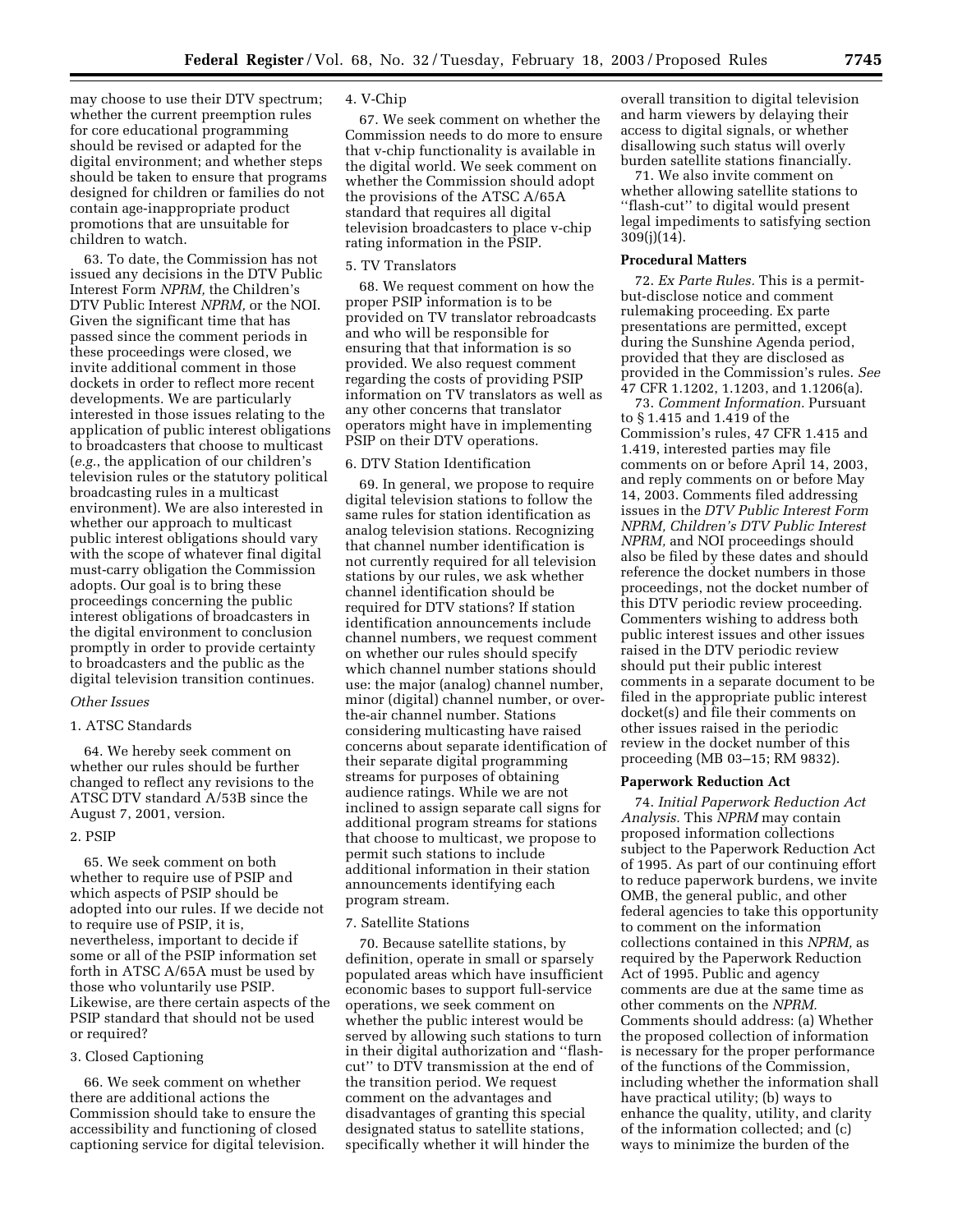may choose to use their DTV spectrum; whether the current preemption rules for core educational programming should be revised or adapted for the digital environment; and whether steps should be taken to ensure that programs designed for children or families do not contain age-inappropriate product promotions that are unsuitable for children to watch.

63. To date, the Commission has not issued any decisions in the DTV Public Interest Form *NPRM,* the Children's DTV Public Interest *NPRM,* or the NOI. Given the significant time that has passed since the comment periods in these proceedings were closed, we invite additional comment in those dockets in order to reflect more recent developments. We are particularly interested in those issues relating to the application of public interest obligations to broadcasters that choose to multicast (*e.g.*, the application of our children's television rules or the statutory political broadcasting rules in a multicast environment). We are also interested in whether our approach to multicast public interest obligations should vary with the scope of whatever final digital must-carry obligation the Commission adopts. Our goal is to bring these proceedings concerning the public interest obligations of broadcasters in the digital environment to conclusion promptly in order to provide certainty to broadcasters and the public as the digital television transition continues.

### *Other Issues*

1. ATSC Standards

64. We hereby seek comment on whether our rules should be further changed to reflect any revisions to the ATSC DTV standard A/53B since the August 7, 2001, version.

2. PSIP

65. We seek comment on both whether to require use of PSIP and which aspects of PSIP should be adopted into our rules. If we decide not to require use of PSIP, it is, nevertheless, important to decide if some or all of the PSIP information set forth in ATSC A/65A must be used by those who voluntarily use PSIP. Likewise, are there certain aspects of the PSIP standard that should not be used or required?

3. Closed Captioning

66. We seek comment on whether there are additional actions the Commission should take to ensure the accessibility and functioning of closed captioning service for digital television.

4. V-Chip

67. We seek comment on whether the Commission needs to do more to ensure that v-chip functionality is available in the digital world. We seek comment on whether the Commission should adopt the provisions of the ATSC A/65A standard that requires all digital television broadcasters to place v-chip rating information in the PSIP.

5. TV Translators

68. We request comment on how the proper PSIP information is to be provided on TV translator rebroadcasts and who will be responsible for ensuring that that information is so provided. We also request comment regarding the costs of providing PSIP information on TV translators as well as any other concerns that translator operators might have in implementing PSIP on their DTV operations.

6. DTV Station Identification

69. In general, we propose to require digital television stations to follow the same rules for station identification as analog television stations. Recognizing that channel number identification is not currently required for all television stations by our rules, we ask whether channel identification should be required for DTV stations? If station identification announcements include channel numbers, we request comment on whether our rules should specify which channel number stations should use: the major (analog) channel number, minor (digital) channel number, or over-the-air channel number. Stations considering multicasting have raised concerns about separate identification of their separate digital programming streams for purposes of obtaining audience ratings. While we are not inclined to assign separate call signs for additional program streams for stations that choose to multicast, we propose to permit such stations to include additional information in their station announcements identifying each program stream.

7. Satellite Stations

70. Because satellite stations, by definition, operate in small or sparsely populated areas which have insufficient economic bases to support full-service operations, we seek comment on whether the public interest would be served by allowing such stations to turn in their digital authorization and ''flash-cut'' to DTV transmission at the end of the transition period. We request comment on the advantages and disadvantages of granting this special designated status to satellite stations, specifically whether it will hinder the overall transition to digital television and harm viewers by delaying their access to digital signals, or whether disallowing such status will overly burden satellite stations financially.

71. We also invite comment on whether allowing satellite stations to ''flash-cut'' to digital would present legal impediments to satisfying section 309(j)(14).

## Procedural Matters

72. *Ex Parte Rules.* This is a permit-but-disclose notice and comment rulemaking proceeding. Ex parte presentations are permitted, except during the Sunshine Agenda period, provided that they are disclosed as provided in the Commission's rules. *See* 47 CFR 1.1202, 1.1203, and 1.1206(a).

73. *Comment Information.* Pursuant to § 1.415 and 1.419 of the Commission's rules, 47 CFR 1.415 and 1.419, interested parties may file comments on or before April 14, 2003, and reply comments on or before May 14, 2003. Comments filed addressing issues in the *DTV Public Interest Form NPRM, Children's DTV Public Interest NPRM,* and NOI proceedings should also be filed by these dates and should reference the docket numbers in those proceedings, not the docket number of this DTV periodic review proceeding. Commenters wishing to address both public interest issues and other issues raised in the DTV periodic review should put their public interest comments in a separate document to be filed in the appropriate public interest docket(s) and file their comments on other issues raised in the periodic review in the docket number of this proceeding (MB 03–15; RM 9832).

## Paperwork Reduction Act

74. *Initial Paperwork Reduction Act Analysis.* This *NPRM* may contain proposed information collections subject to the Paperwork Reduction Act of 1995. As part of our continuing effort to reduce paperwork burdens, we invite OMB, the general public, and other federal agencies to take this opportunity to comment on the information collections contained in this *NPRM,* as required by the Paperwork Reduction Act of 1995. Public and agency comments are due at the same time as other comments on the *NPRM.* Comments should address: (a) Whether the proposed collection of information is necessary for the proper performance of the functions of the Commission, including whether the information shall have practical utility; (b) ways to enhance the quality, utility, and clarity of the information collected; and (c) ways to minimize the burden of the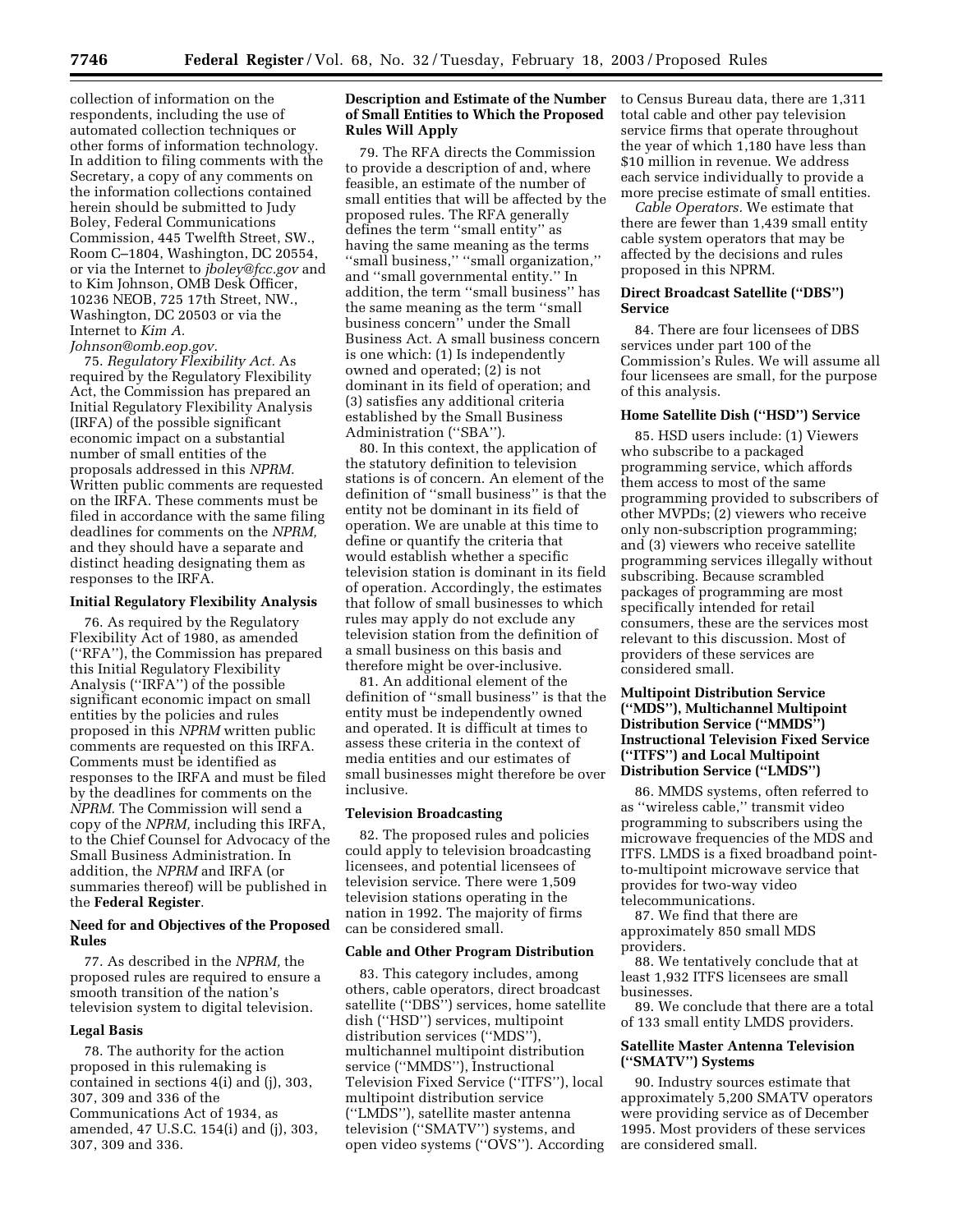collection of information on the respondents, including the use of automated collection techniques or other forms of information technology. In addition to filing comments with the Secretary, a copy of any comments on the information collections contained herein should be submitted to Judy Boley, Federal Communications Commission, 445 Twelfth Street, SW., Room C–1804, Washington, DC 20554, or via the Internet to *jboley@fcc.gov* and to Kim Johnson, OMB Desk Officer, 10236 NEOB, 725 17th Street, NW., Washington, DC 20503 or via the Internet to *Kim A. Johnson@omb.eop.gov.*

75. *Regulatory Flexibility Act.* As required by the Regulatory Flexibility Act, the Commission has prepared an Initial Regulatory Flexibility Analysis (IRFA) of the possible significant economic impact on a substantial number of small entities of the proposals addressed in this *NPRM.* Written public comments are requested on the IRFA. These comments must be filed in accordance with the same filing deadlines for comments on the *NPRM,* and they should have a separate and distinct heading designating them as responses to the IRFA.

## Initial Regulatory Flexibility Analysis

76. As required by the Regulatory Flexibility Act of 1980, as amended (''RFA''), the Commission has prepared this Initial Regulatory Flexibility Analysis (''IRFA'') of the possible significant economic impact on small entities by the policies and rules proposed in this *NPRM* written public comments are requested on this IRFA. Comments must be identified as responses to the IRFA and must be filed by the deadlines for comments on the *NPRM.* The Commission will send a copy of the *NPRM,* including this IRFA, to the Chief Counsel for Advocacy of the Small Business Administration. In addition, the *NPRM* and IRFA (or summaries thereof) will be published in the **Federal Register**.

## Need for and Objectives of the Proposed Rules

77. As described in the *NPRM,* the proposed rules are required to ensure a smooth transition of the nation's television system to digital television.

## Legal Basis

78. The authority for the action proposed in this rulemaking is contained in sections 4(i) and (j), 303, 307, 309 and 336 of the Communications Act of 1934, as amended, 47 U.S.C. 154(i) and (j), 303, 307, 309 and 336.

## Description and Estimate of the Number of Small Entities to Which the Proposed Rules Will Apply

79. The RFA directs the Commission to provide a description of and, where feasible, an estimate of the number of small entities that will be affected by the proposed rules. The RFA generally defines the term ''small entity'' as having the same meaning as the terms ''small business,'' ''small organization,'' and ''small governmental entity.'' In addition, the term ''small business'' has the same meaning as the term ''small business concern'' under the Small Business Act. A small business concern is one which: (1) Is independently owned and operated; (2) is not dominant in its field of operation; and (3) satisfies any additional criteria established by the Small Business Administration (''SBA'').

80. In this context, the application of the statutory definition to television stations is of concern. An element of the definition of ''small business'' is that the entity not be dominant in its field of operation. We are unable at this time to define or quantify the criteria that would establish whether a specific television station is dominant in its field of operation. Accordingly, the estimates that follow of small businesses to which rules may apply do not exclude any television station from the definition of a small business on this basis and therefore might be over-inclusive.

81. An additional element of the definition of ''small business'' is that the entity must be independently owned and operated. It is difficult at times to assess these criteria in the context of media entities and our estimates of small businesses might therefore be over inclusive.

## Television Broadcasting

82. The proposed rules and policies could apply to television broadcasting licensees, and potential licensees of television service. There were 1,509 television stations operating in the nation in 1992. The majority of firms can be considered small.

## Cable and Other Program Distribution

83. This category includes, among others, cable operators, direct broadcast satellite (''DBS'') services, home satellite dish (''HSD'') services, multipoint distribution services (''MDS''), multichannel multipoint distribution service (''MMDS''), Instructional Television Fixed Service (''ITFS''), local multipoint distribution service (''LMDS''), satellite master antenna television (''SMATV'') systems, and open video systems (''OVS''). According to Census Bureau data, there are 1,311 total cable and other pay television service firms that operate throughout the year of which 1,180 have less than $10 million in revenue. We address each service individually to provide a more precise estimate of small entities.

*Cable Operators.* We estimate that there are fewer than 1,439 small entity cable system operators that may be affected by the decisions and rules proposed in this NPRM.

## Direct Broadcast Satellite (''DBS'') Service

84. There are four licensees of DBS services under part 100 of the Commission's Rules. We will assume all four licensees are small, for the purpose of this analysis.

## Home Satellite Dish (''HSD'') Service

85. HSD users include: (1) Viewers who subscribe to a packaged programming service, which affords them access to most of the same programming provided to subscribers of other MVPDs; (2) viewers who receive only non-subscription programming; and (3) viewers who receive satellite programming services illegally without subscribing. Because scrambled packages of programming are most specifically intended for retail consumers, these are the services most relevant to this discussion. Most of providers of these services are considered small.

## Multipoint Distribution Service (''MDS''), Multichannel Multipoint Distribution Service (''MMDS'') Instructional Television Fixed Service (''ITFS'') and Local Multipoint Distribution Service (''LMDS'')

86. MMDS systems, often referred to as ''wireless cable,'' transmit video programming to subscribers using the microwave frequencies of the MDS and ITFS. LMDS is a fixed broadband point-to-multipoint microwave service that provides for two-way video telecommunications.

87. We find that there are approximately 850 small MDS providers.

88. We tentatively conclude that at least 1,932 ITFS licensees are small businesses.

89. We conclude that there are a total of 133 small entity LMDS providers.

## Satellite Master Antenna Television (''SMATV'') Systems

90. Industry sources estimate that approximately 5,200 SMATV operators were providing service as of December 1995. Most providers of these services are considered small.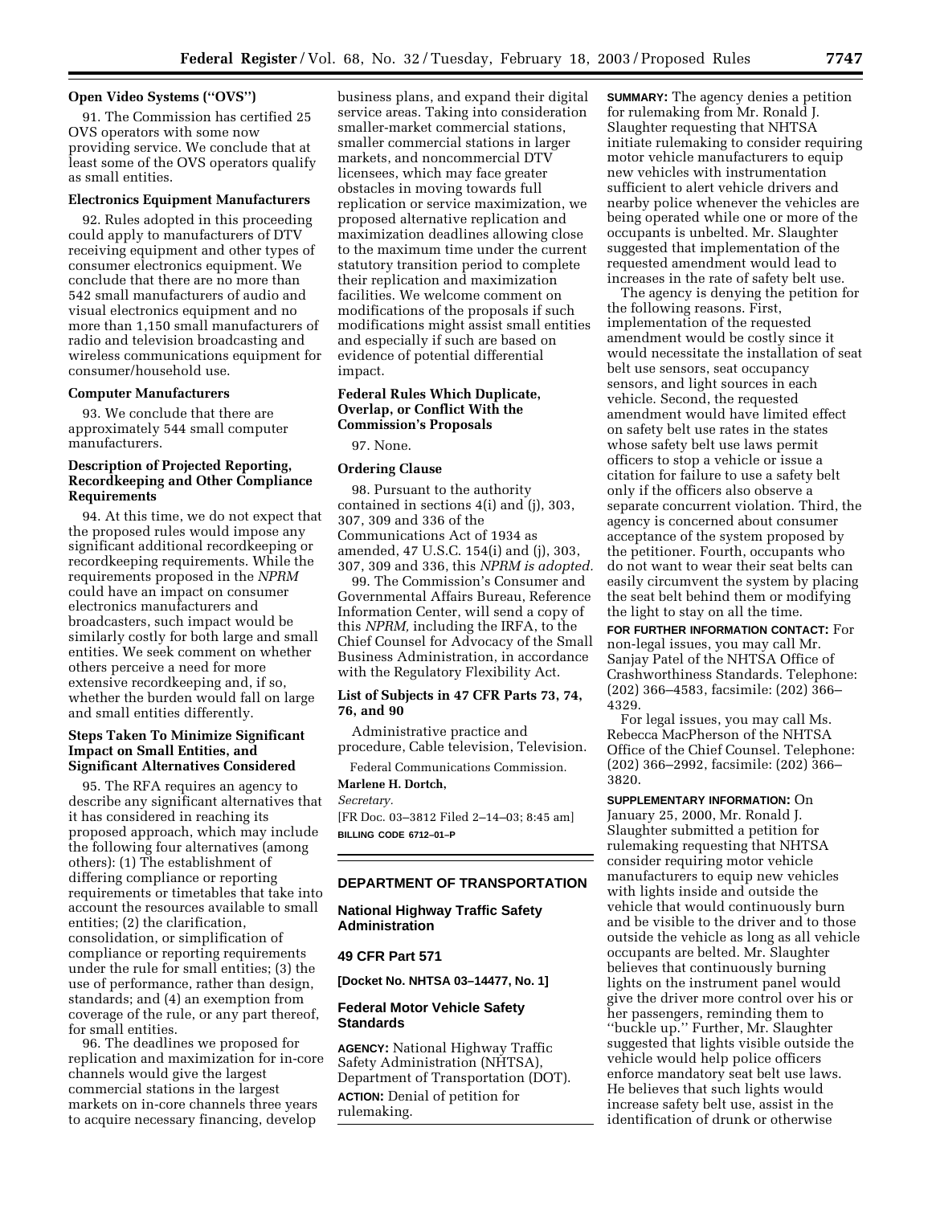### Open Video Systems (''OVS'')

91. The Commission has certified 25 OVS operators with some now providing service. We conclude that at least some of the OVS operators qualify as small entities.

### Electronics Equipment Manufacturers

92. Rules adopted in this proceeding could apply to manufacturers of DTV receiving equipment and other types of consumer electronics equipment. We conclude that there are no more than 542 small manufacturers of audio and visual electronics equipment and no more than 1,150 small manufacturers of radio and television broadcasting and wireless communications equipment for consumer/household use.

### Computer Manufacturers

93. We conclude that there are approximately 544 small computer manufacturers.

### Description of Projected Reporting, Recordkeeping and Other Compliance Requirements

94. At this time, we do not expect that the proposed rules would impose any significant additional recordkeeping or recordkeeping requirements. While the requirements proposed in the *NPRM* could have an impact on consumer electronics manufacturers and broadcasters, such impact would be similarly costly for both large and small entities. We seek comment on whether others perceive a need for more extensive recordkeeping and, if so, whether the burden would fall on large and small entities differently.

### Steps Taken To Minimize Significant Impact on Small Entities, and Significant Alternatives Considered

95. The RFA requires an agency to describe any significant alternatives that it has considered in reaching its proposed approach, which may include the following four alternatives (among others): (1) The establishment of differing compliance or reporting requirements or timetables that take into account the resources available to small entities; (2) the clarification, consolidation, or simplification of compliance or reporting requirements under the rule for small entities; (3) the use of performance, rather than design, standards; and (4) an exemption from coverage of the rule, or any part thereof, for small entities.

96. The deadlines we proposed for replication and maximization for in-core channels would give the largest commercial stations in the largest markets on in-core channels three years to acquire necessary financing, develop business plans, and expand their digital service areas. Taking into consideration smaller-market commercial stations, smaller commercial stations in larger markets, and noncommercial DTV licensees, which may face greater obstacles in moving towards full replication or service maximization, we proposed alternative replication and maximization deadlines allowing close to the maximum time under the current statutory transition period to complete their replication and maximization facilities. We welcome comment on modifications of the proposals if such modifications might assist small entities and especially if such are based on evidence of potential differential impact.

### Federal Rules Which Duplicate, Overlap, or Conflict With the Commission's Proposals

97. None.

### Ordering Clause

98. Pursuant to the authority contained in sections 4(i) and (j), 303, 307, 309 and 336 of the Communications Act of 1934 as amended, 47 U.S.C. 154(i) and (j), 303, 307, 309 and 336, this *NPRM is adopted.*

99. The Commission's Consumer and Governmental Affairs Bureau, Reference Information Center, will send a copy of this *NPRM,* including the IRFA, to the Chief Counsel for Advocacy of the Small Business Administration, in accordance with the Regulatory Flexibility Act.

### List of Subjects in 47 CFR Parts 73, 74, 76, and 90

Administrative practice and procedure, Cable television, Television.

Federal Communications Commission.

**Marlene H. Dortch,**

*Secretary.*

[FR Doc. 03–3812 Filed 2–14–03; 8:45 am]

**BILLING CODE 6712–01–P**

---

## DEPARTMENT OF TRANSPORTATION

### National Highway Traffic Safety Administration

### 49 CFR Part 571

**[Docket No. NHTSA 03–14477, No. 1]**

### Federal Motor Vehicle Safety Standards

**AGENCY:** National Highway Traffic Safety Administration (NHTSA), Department of Transportation (DOT).

**ACTION:** Denial of petition for rulemaking.

---

**SUMMARY:** The agency denies a petition for rulemaking from Mr. Ronald J. Slaughter requesting that NHTSA initiate rulemaking to consider requiring motor vehicle manufacturers to equip new vehicles with instrumentation sufficient to alert vehicle drivers and nearby police whenever the vehicles are being operated while one or more of the occupants is unbelted. Mr. Slaughter suggested that implementation of the requested amendment would lead to increases in the rate of safety belt use.

The agency is denying the petition for the following reasons. First, implementation of the requested amendment would be costly since it would necessitate the installation of seat belt use sensors, seat occupancy sensors, and light sources in each vehicle. Second, the requested amendment would have limited effect on safety belt use rates in the states whose safety belt use laws permit officers to stop a vehicle or issue a citation for failure to use a safety belt only if the officers also observe a separate concurrent violation. Third, the agency is concerned about consumer acceptance of the system proposed by the petitioner. Fourth, occupants who do not want to wear their seat belts can easily circumvent the system by placing the seat belt behind them or modifying the light to stay on all the time.

**FOR FURTHER INFORMATION CONTACT:** For non-legal issues, you may call Mr. Sanjay Patel of the NHTSA Office of Crashworthiness Standards. Telephone: (202) 366–4583, facsimile: (202) 366–4329.

For legal issues, you may call Ms. Rebecca MacPherson of the NHTSA Office of the Chief Counsel. Telephone: (202) 366–2992, facsimile: (202) 366–3820.

**SUPPLEMENTARY INFORMATION:** On January 25, 2000, Mr. Ronald J. Slaughter submitted a petition for rulemaking requesting that NHTSA consider requiring motor vehicle manufacturers to equip new vehicles with lights inside and outside the vehicle that would continuously burn and be visible to the driver and to those outside the vehicle as long as all vehicle occupants are belted. Mr. Slaughter believes that continuously burning lights on the instrument panel would give the driver more control over his or her passengers, reminding them to ''buckle up.'' Further, Mr. Slaughter suggested that lights visible outside the vehicle would help police officers enforce mandatory seat belt use laws. He believes that such lights would increase safety belt use, assist in the identification of drunk or otherwise